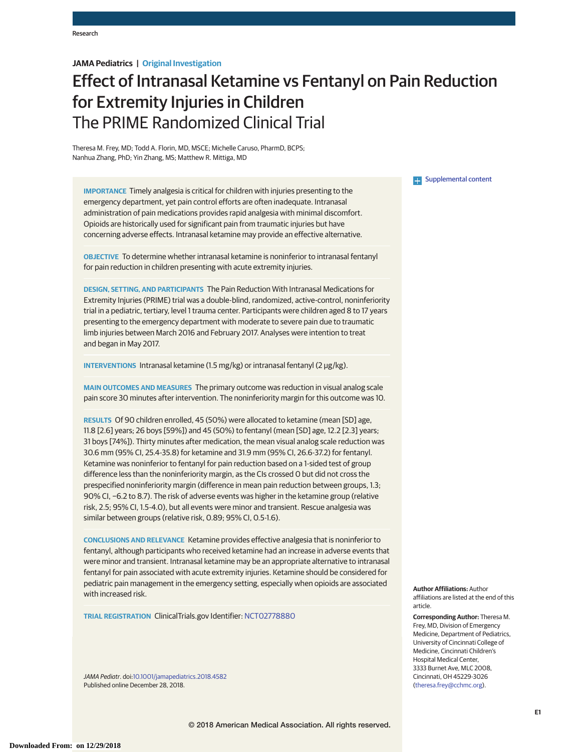JAMA Pediatrics | Original Investigation

# Effect of Intranasal Ketamine vs Fentanyl on Pain Reduction for Extremity Injuries in Children
## The PRIME Randomized Clinical Trial

Theresa M. Frey, MD; Todd A. Florin, MD, MSCE; Michelle Caruso, PharmD, BCPS; Nanhua Zhang, PhD; Yin Zhang, MS; Matthew R. Mittiga, MD

Supplemental content

**IMPORTANCE** Timely analgesia is critical for children with injuries presenting to the emergency department, yet pain control efforts are often inadequate. Intranasal administration of pain medications provides rapid analgesia with minimal discomfort. Opioids are historically used for significant pain from traumatic injuries but have concerning adverse effects. Intranasal ketamine may provide an effective alternative.

**OBJECTIVE** To determine whether intranasal ketamine is noninferior to intranasal fentanyl for pain reduction in children presenting with acute extremity injuries.

**DESIGN, SETTING, AND PARTICIPANTS** The Pain Reduction With Intranasal Medications for Extremity Injuries (PRIME) trial was a double-blind, randomized, active-control, noninferiority trial in a pediatric, tertiary, level 1 trauma center. Participants were children aged 8 to 17 years presenting to the emergency department with moderate to severe pain due to traumatic limb injuries between March 2016 and February 2017. Analyses were intention to treat and began in May 2017.

**INTERVENTIONS** Intranasal ketamine (1.5 mg/kg) or intranasal fentanyl (2 μg/kg).

**MAIN OUTCOMES AND MEASURES** The primary outcome was reduction in visual analog scale pain score 30 minutes after intervention. The noninferiority margin for this outcome was 10.

**RESULTS** Of 90 children enrolled, 45 (50%) were allocated to ketamine (mean [SD] age, 11.8 [2.6] years; 26 boys [59%]) and 45 (50%) to fentanyl (mean [SD] age, 12.2 [2.3] years; 31 boys [74%]). Thirty minutes after medication, the mean visual analog scale reduction was 30.6 mm (95% CI, 25.4-35.8) for ketamine and 31.9 mm (95% CI, 26.6-37.2) for fentanyl. Ketamine was noninferior to fentanyl for pain reduction based on a 1-sided test of group difference less than the noninferiority margin, as the CIs crossed 0 but did not cross the prespecified noninferiority margin (difference in mean pain reduction between groups, 1.3; 90% CI, −6.2 to 8.7). The risk of adverse events was higher in the ketamine group (relative risk, 2.5; 95% CI, 1.5-4.0), but all events were minor and transient. Rescue analgesia was similar between groups (relative risk, 0.89; 95% CI, 0.5-1.6).

**CONCLUSIONS AND RELEVANCE** Ketamine provides effective analgesia that is noninferior to fentanyl, although participants who received ketamine had an increase in adverse events that were minor and transient. Intranasal ketamine may be an appropriate alternative to intranasal fentanyl for pain associated with acute extremity injuries. Ketamine should be considered for pediatric pain management in the emergency setting, especially when opioids are associated with increased risk.

**TRIAL REGISTRATION** ClinicalTrials.gov Identifier: NCT02778880

*JAMA Pediatr*. doi:10.1001/jamapediatrics.2018.4582
Published online December 28, 2018.

**Author Affiliations:** Author affiliations are listed at the end of this article.

**Corresponding Author:** Theresa M. Frey, MD, Division of Emergency Medicine, Department of Pediatrics, University of Cincinnati College of Medicine, Cincinnati Children's Hospital Medical Center, 3333 Burnet Ave, MLC 2008, Cincinnati, OH 45229-3026 (theresa.frey@cchmc.org).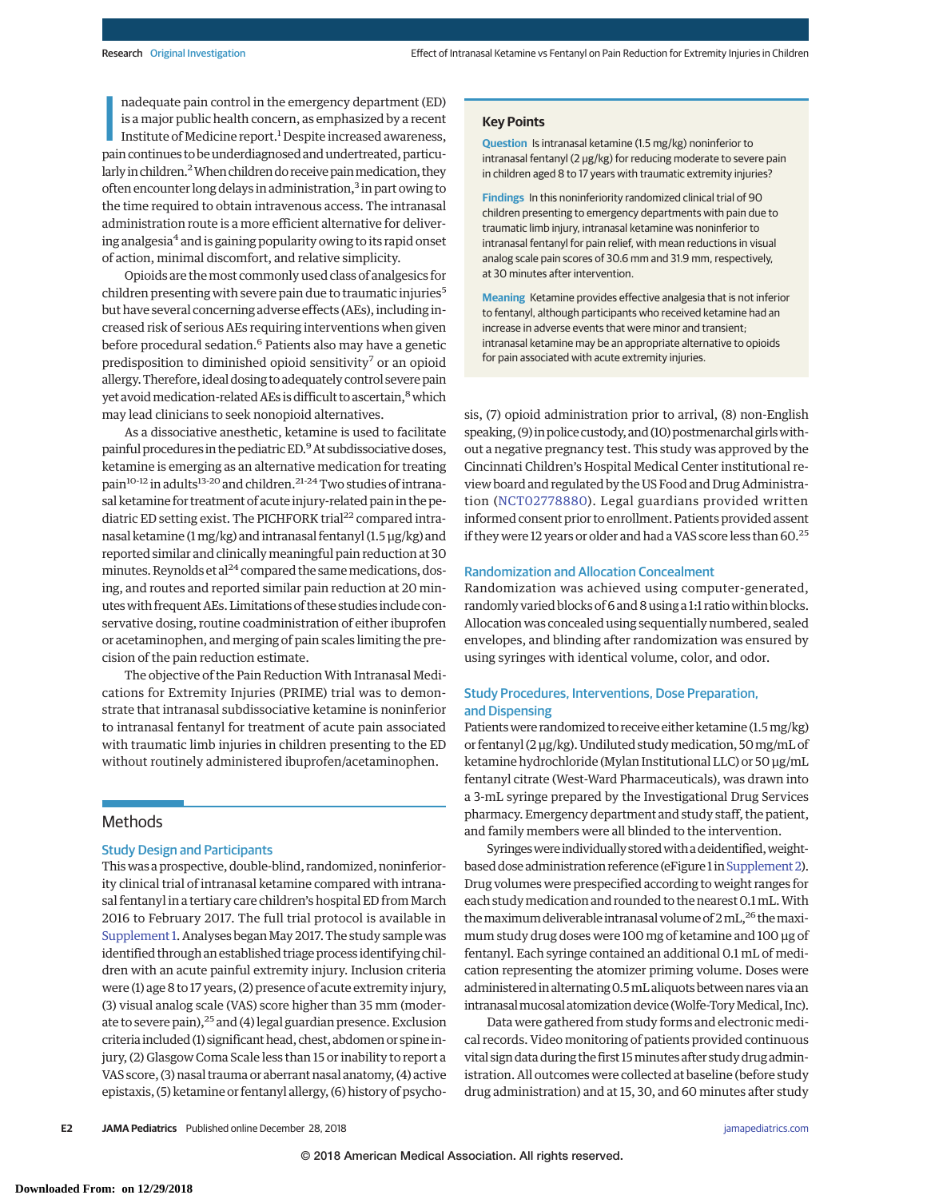Inadequate pain control in the emergency department (ED) is a major public health concern, as emphasized by a recent Institute of Medicine report.[1] Despite increased awareness, pain continues to be underdiagnosed and undertreated, particularly in children.[2] When children do receive pain medication, they often encounter long delays in administration,[3] in part owing to the time required to obtain intravenous access. The intranasal administration route is a more efficient alternative for delivering analgesia[4] and is gaining popularity owing to its rapid onset of action, minimal discomfort, and relative simplicity.

Opioids are the most commonly used class of analgesics for children presenting with severe pain due to traumatic injuries[5] but have several concerning adverse effects (AEs), including increased risk of serious AEs requiring interventions when given before procedural sedation.[6] Patients also may have a genetic predisposition to diminished opioid sensitivity[7] or an opioid allergy. Therefore, ideal dosing to adequately control severe pain yet avoid medication-related AEs is difficult to ascertain,[8] which may lead clinicians to seek nonopioid alternatives.

As a dissociative anesthetic, ketamine is used to facilitate painful procedures in the pediatric ED.[9] At subdissociative doses, ketamine is emerging as an alternative medication for treating pain[10-12] in adults[13-20] and children.[21-24] Two studies of intranasal ketamine for treatment of acute injury-related pain in the pediatric ED setting exist. The PICHFORK trial[22] compared intranasal ketamine (1 mg/kg) and intranasal fentanyl (1.5 μg/kg) and reported similar and clinically meaningful pain reduction at 30 minutes. Reynolds et al[24] compared the same medications, dosing, and routes and reported similar pain reduction at 20 minutes with frequent AEs. Limitations of these studies include conservative dosing, routine coadministration of either ibuprofen or acetaminophen, and merging of pain scales limiting the precision of the pain reduction estimate.

The objective of the Pain Reduction With Intranasal Medications for Extremity Injuries (PRIME) trial was to demonstrate that intranasal subdissociative ketamine is noninferior to intranasal fentanyl for treatment of acute pain associated with traumatic limb injuries in children presenting to the ED without routinely administered ibuprofen/acetaminophen.

> **Key Points**
>
> **Question** Is intranasal ketamine (1.5 mg/kg) noninferior to intranasal fentanyl (2 μg/kg) for reducing moderate to severe pain in children aged 8 to 17 years with traumatic extremity injuries?
>
> **Findings** In this noninferiority randomized clinical trial of 90 children presenting to emergency departments with pain due to traumatic limb injury, intranasal ketamine was noninferior to intranasal fentanyl for pain relief, with mean reductions in visual analog scale pain scores of 30.6 mm and 31.9 mm, respectively, at 30 minutes after intervention.
>
> **Meaning** Ketamine provides effective analgesia that is not inferior to fentanyl, although participants who received ketamine had an increase in adverse events that were minor and transient; intranasal ketamine may be an appropriate alternative to opioids for pain associated with acute extremity injuries.

## Methods

### Study Design and Participants

This was a prospective, double-blind, randomized, noninferiority clinical trial of intranasal ketamine compared with intranasal fentanyl in a tertiary care children's hospital ED from March 2016 to February 2017. The full trial protocol is available in Supplement 1. Analyses began May 2017. The study sample was identified through an established triage process identifying children with an acute painful extremity injury. Inclusion criteria were (1) age 8 to 17 years, (2) presence of acute extremity injury, (3) visual analog scale (VAS) score higher than 35 mm (moderate to severe pain),[25] and (4) legal guardian presence. Exclusion criteria included (1) significant head, chest, abdomen or spine injury, (2) Glasgow Coma Scale less than 15 or inability to report a VAS score, (3) nasal trauma or aberrant nasal anatomy, (4) active epistaxis, (5) ketamine or fentanyl allergy, (6) history of psychosis, (7) opioid administration prior to arrival, (8) non-English speaking, (9) in police custody, and (10) postmenarchal girls without a negative pregnancy test. This study was approved by the Cincinnati Children's Hospital Medical Center institutional review board and regulated by the US Food and Drug Administration (NCT02778880). Legal guardians provided written informed consent prior to enrollment. Patients provided assent if they were 12 years or older and had a VAS score less than 60.[25]

### Randomization and Allocation Concealment

Randomization was achieved using computer-generated, randomly varied blocks of 6 and 8 using a 1:1 ratio within blocks. Allocation was concealed using sequentially numbered, sealed envelopes, and blinding after randomization was ensured by using syringes with identical volume, color, and odor.

### Study Procedures, Interventions, Dose Preparation, and Dispensing

Patients were randomized to receive either ketamine (1.5 mg/kg) or fentanyl (2 μg/kg). Undiluted study medication, 50 mg/mL of ketamine hydrochloride (Mylan Institutional LLC) or 50 μg/mL fentanyl citrate (West-Ward Pharmaceuticals), was drawn into a 3-mL syringe prepared by the Investigational Drug Services pharmacy. Emergency department and study staff, the patient, and family members were all blinded to the intervention.

Syringes were individually stored with a deidentified, weight-based dose administration reference (eFigure 1 in Supplement 2). Drug volumes were prespecified according to weight ranges for each study medication and rounded to the nearest 0.1 mL. With the maximum deliverable intranasal volume of 2 mL,[26] the maximum study drug doses were 100 mg of ketamine and 100 μg of fentanyl. Each syringe contained an additional 0.1 mL of medication representing the atomizer priming volume. Doses were administered in alternating 0.5 mL aliquots between nares via an intranasal mucosal atomization device (Wolfe-Tory Medical, Inc).

Data were gathered from study forms and electronic medical records. Video monitoring of patients provided continuous vital sign data during the first 15 minutes after study drug administration. All outcomes were collected at baseline (before study drug administration) and at 15, 30, and 60 minutes after study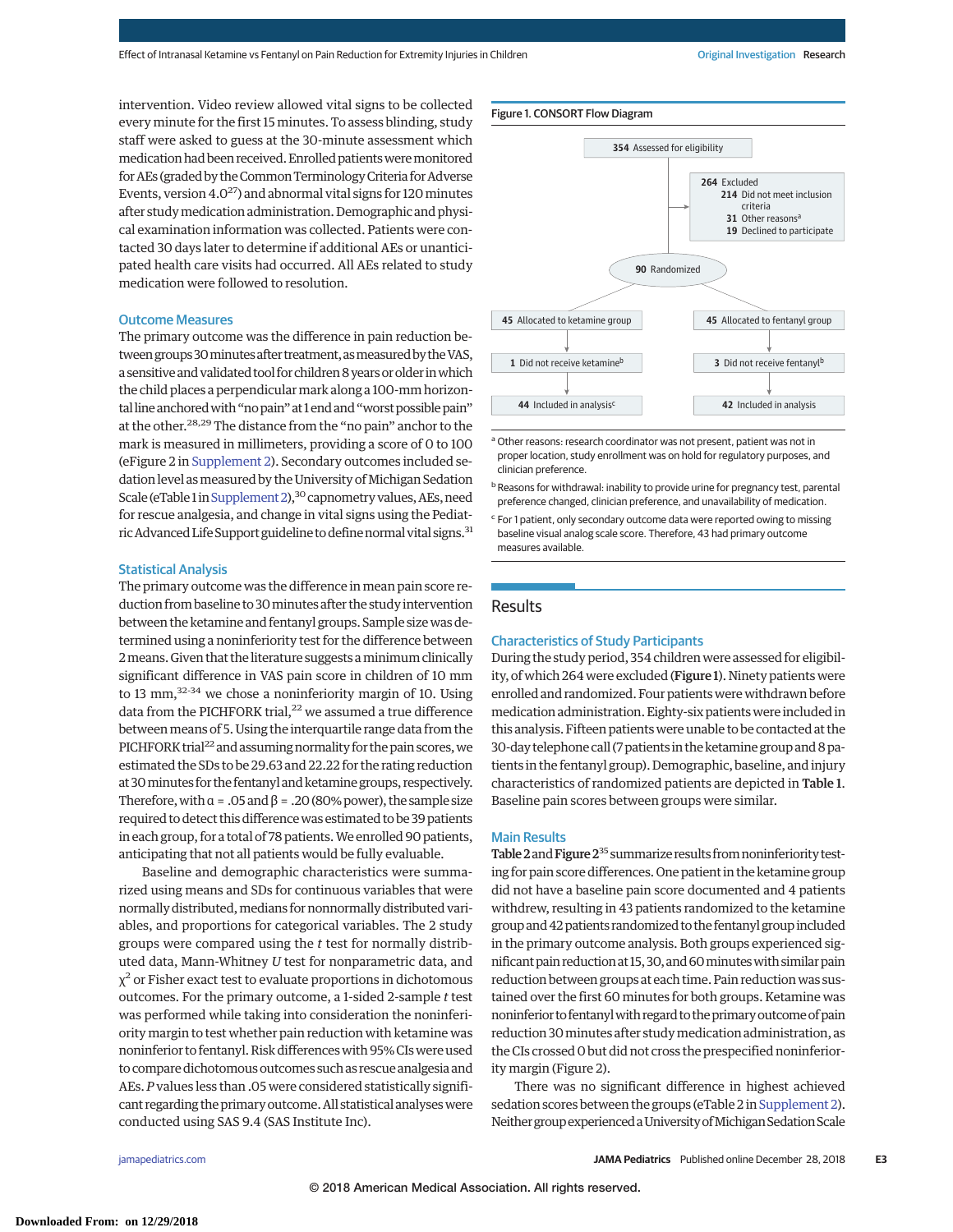intervention. Video review allowed vital signs to be collected every minute for the first 15 minutes. To assess blinding, study staff were asked to guess at the 30-minute assessment which medication had been received. Enrolled patients were monitored for AEs (graded by the Common Terminology Criteria for Adverse Events, version 4.0[27]) and abnormal vital signs for 120 minutes after study medication administration. Demographic and physical examination information was collected. Patients were contacted 30 days later to determine if additional AEs or unanticipated health care visits had occurred. All AEs related to study medication were followed to resolution.

### Outcome Measures

The primary outcome was the difference in pain reduction between groups 30 minutes after treatment, as measured by the VAS, a sensitive and validated tool for children 8 years or older in which the child places a perpendicular mark along a 100-mm horizontal line anchored with "no pain" at 1 end and "worst possible pain" at the other.[28,29] The distance from the "no pain" anchor to the mark is measured in millimeters, providing a score of 0 to 100 (eFigure 2 in Supplement 2). Secondary outcomes included sedation level as measured by the University of Michigan Sedation Scale (eTable 1 in Supplement 2),[30] capnometry values, AEs, need for rescue analgesia, and change in vital signs using the Pediatric Advanced Life Support guideline to define normal vital signs.[31]

### Statistical Analysis

The primary outcome was the difference in mean pain score reduction from baseline to 30 minutes after the study intervention between the ketamine and fentanyl groups. Sample size was determined using a noninferiority test for the difference between 2 means. Given that the literature suggests a minimum clinically significant difference in VAS pain score in children of 10 mm to 13 mm,[32-34] we chose a noninferiority margin of 10. Using data from the PICHFORK trial,[22] we assumed a true difference between means of 5. Using the interquartile range data from the PICHFORK trial[22] and assuming normality for the pain scores, we estimated the SDs to be 29.63 and 22.22 for the rating reduction at 30 minutes for the fentanyl and ketamine groups, respectively. Therefore, with $\alpha$ = .05 and $\beta$ = .20 (80% power), the sample size required to detect this difference was estimated to be 39 patients in each group, for a total of 78 patients. We enrolled 90 patients, anticipating that not all patients would be fully evaluable.

Baseline and demographic characteristics were summarized using means and SDs for continuous variables that were normally distributed, medians for nonnormally distributed variables, and proportions for categorical variables. The 2 study groups were compared using the *t* test for normally distributed data, Mann-Whitney *U* test for nonparametric data, and $\chi^2$ or Fisher exact test to evaluate proportions in dichotomous outcomes. For the primary outcome, a 1-sided 2-sample *t* test was performed while taking into consideration the noninferiority margin to test whether pain reduction with ketamine was noninferior to fentanyl. Risk differences with 95% CIs were used to compare dichotomous outcomes such as rescue analgesia and AEs. *P* values less than .05 were considered statistically significant regarding the primary outcome. All statistical analyses were conducted using SAS 9.4 (SAS Institute Inc).

Figure 1. CONSORT Flow Diagram

- 354 Assessed for eligibility
  - 264 Excluded
    - 214 Did not meet inclusion criteria
    - 31 Other reasons[a]
    - 19 Declined to participate
- 90 Randomized
  - 45 Allocated to ketamine group
    - 1 Did not receive ketamine[b]
    - 44 Included in analysis[c]
  - 45 Allocated to fentanyl group
    - 3 Did not receive fentanyl[b]
    - 42 Included in analysis

[a] Other reasons: research coordinator was not present, patient was not in proper location, study enrollment was on hold for regulatory purposes, and clinician preference.

[b] Reasons for withdrawal: inability to provide urine for pregnancy test, parental preference changed, clinician preference, and unavailability of medication.

[c] For 1 patient, only secondary outcome data were reported owing to missing baseline visual analog scale score. Therefore, 43 had primary outcome measures available.

## Results

### Characteristics of Study Participants

During the study period, 354 children were assessed for eligibility, of which 264 were excluded (**Figure 1**). Ninety patients were enrolled and randomized. Four patients were withdrawn before medication administration. Eighty-six patients were included in this analysis. Fifteen patients were unable to be contacted at the 30-day telephone call (7 patients in the ketamine group and 8 patients in the fentanyl group). Demographic, baseline, and injury characteristics of randomized patients are depicted in **Table 1**. Baseline pain scores between groups were similar.

### Main Results

**Table 2** and **Figure 2**[35] summarize results from noninferiority testing for pain score differences. One patient in the ketamine group did not have a baseline pain score documented and 4 patients withdrew, resulting in 43 patients randomized to the ketamine group and 42 patients randomized to the fentanyl group included in the primary outcome analysis. Both groups experienced significant pain reduction at 15, 30, and 60 minutes with similar pain reduction between groups at each time. Pain reduction was sustained over the first 60 minutes for both groups. Ketamine was noninferior to fentanyl with regard to the primary outcome of pain reduction 30 minutes after study medication administration, as the CIs crossed 0 but did not cross the prespecified noninferiority margin (Figure 2).

There was no significant difference in highest achieved sedation scores between the groups (eTable 2 in Supplement 2). Neither group experienced a University of Michigan Sedation Scale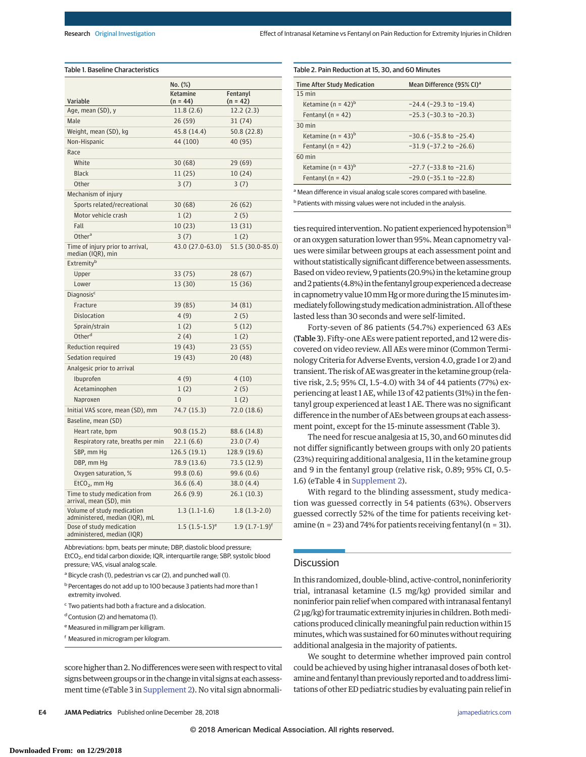Table 1. Baseline Characteristics

| Variable | No. (%) Ketamine (n = 44) | Fentanyl (n = 42) |
|---|---|---|
| Age, mean (SD), y | 11.8 (2.6) | 12.2 (2.3) |
| Male | 26 (59) | 31 (74) |
| Weight, mean (SD), kg | 45.8 (14.4) | 50.8 (22.8) |
| Non-Hispanic | 44 (100) | 40 (95) |
| Race | | |
| White | 30 (68) | 29 (69) |
| Black | 11 (25) | 10 (24) |
| Other | 3 (7) | 3 (7) |
| Mechanism of injury | | |
| Sports related/recreational | 30 (68) | 26 (62) |
| Motor vehicle crash | 1 (2) | 2 (5) |
| Fall | 10 (23) | 13 (31) |
| Other[a] | 3 (7) | 1 (2) |
| Time of injury prior to arrival, median (IQR), min | 43.0 (27.0-63.0) | 51.5 (30.0-85.0) |
| Extremity[b] | | |
| Upper | 33 (75) | 28 (67) |
| Lower | 13 (30) | 15 (36) |
| Diagnosis[c] | | |
| Fracture | 39 (85) | 34 (81) |
| Dislocation | 4 (9) | 2 (5) |
| Sprain/strain | 1 (2) | 5 (12) |
| Other[d] | 2 (4) | 1 (2) |
| Reduction required | 19 (43) | 23 (55) |
| Sedation required | 19 (43) | 20 (48) |
| Analgesic prior to arrival | | |
| Ibuprofen | 4 (9) | 4 (10) |
| Acetaminophen | 1 (2) | 2 (5) |
| Naproxen | 0 | 1 (2) |
| Initial VAS score, mean (SD), mm | 74.7 (15.3) | 72.0 (18.6) |
| Baseline, mean (SD) | | |
| Heart rate, bpm | 90.8 (15.2) | 88.6 (14.8) |
| Respiratory rate, breaths per min | 22.1 (6.6) | 23.0 (7.4) |
| SBP, mm Hg | 126.5 (19.1) | 128.9 (19.6) |
| DBP, mm Hg | 78.9 (13.6) | 73.5 (12.9) |
| Oxygen saturation, % | 99.8 (0.6) | 99.6 (0.6) |
| $EtCO_2$, mm Hg | 36.6 (6.4) | 38.0 (4.4) |
| Time to study medication from arrival, mean (SD), min | 26.6 (9.9) | 26.1 (10.3) |
| Volume of study medication administered, median (IQR), mL | 1.3 (1.1-1.6) | 1.8 (1.3-2.0) |
| Dose of study medication administered, median (IQR) | 1.5 (1.5-1.5)[e] | 1.9 (1.7-1.9)[f] |

Abbreviations: bpm, beats per minute; DBP, diastolic blood pressure; $EtCO_2$, end tidal carbon dioxide; IQR, interquartile range; SBP, systolic blood pressure; VAS, visual analog scale.

[a] Bicycle crash (1), pedestrian vs car (2), and punched wall (1).

[b] Percentages do not add up to 100 because 3 patients had more than 1 extremity involved.

[c] Two patients had both a fracture and a dislocation.

[d] Contusion (2) and hematoma (1).

[e] Measured in milligram per killigram.

[f] Measured in microgram per kilogram.

score higher than 2. No differences were seen with respect to vital signs between groups or in the change in vital signs at each assessment time (eTable 3 in Supplement 2). No vital sign abnormalities required intervention. No patient experienced hypotension[31] or an oxygen saturation lower than 95%. Mean capnometry values were similar between groups at each assessment point and without statistically significant difference between assessments. Based on video review, 9 patients (20.9%) in the ketamine group and 2 patients (4.8%) in the fentanyl group experienced a decrease in capnometry value 10 mm Hg or more during the 15 minutes immediately following study medication administration. All of these lasted less than 30 seconds and were self-limited.

Table 2. Pain Reduction at 15, 30, and 60 Minutes

| Time After Study Medication | Mean Difference (95% CI)[a] |
|---|---|
| 15 min | |
| Ketamine (n = 42)[b] | −24.4 (−29.3 to −19.4) |
| Fentanyl (n = 42) | −25.3 (−30.3 to −20.3) |
| 30 min | |
| Ketamine (n = 43)[b] | −30.6 (−35.8 to −25.4) |
| Fentanyl (n = 42) | −31.9 (−37.2 to −26.6) |
| 60 min | |
| Ketamine (n = 43)[b] | −27.7 (−33.8 to −21.6) |
| Fentanyl (n = 42) | −29.0 (−35.1 to −22.8) |

[a] Mean difference in visual analog scale scores compared with baseline.

[b] Patients with missing values were not included in the analysis.

Forty-seven of 86 patients (54.7%) experienced 63 AEs (Table 3). Fifty-one AEs were patient reported, and 12 were discovered on video review. All AEs were minor (Common Terminology Criteria for Adverse Events, version 4.0, grade 1 or 2) and transient. The risk of AE was greater in the ketamine group (relative risk, 2.5; 95% CI, 1.5-4.0) with 34 of 44 patients (77%) experiencing at least 1 AE, while 13 of 42 patients (31%) in the fentanyl group experienced at least 1 AE. There was no significant difference in the number of AEs between groups at each assessment point, except for the 15-minute assessment (Table 3).

The need for rescue analgesia at 15, 30, and 60 minutes did not differ significantly between groups with only 20 patients (23%) requiring additional analgesia, 11 in the ketamine group and 9 in the fentanyl group (relative risk, 0.89; 95% CI, 0.5-1.6) (eTable 4 in Supplement 2).

With regard to the blinding assessment, study medication was guessed correctly in 54 patients (63%). Observers guessed correctly 52% of the time for patients receiving ketamine (n = 23) and 74% for patients receiving fentanyl (n = 31).

## Discussion

In this randomized, double-blind, active-control, noninferiority trial, intranasal ketamine (1.5 mg/kg) provided similar and noninferior pain relief when compared with intranasal fentanyl (2 μg/kg) for traumatic extremity injuries in children. Both medications produced clinically meaningful pain reduction within 15 minutes, which was sustained for 60 minutes without requiring additional analgesia in the majority of patients.

We sought to determine whether improved pain control could be achieved by using higher intranasal doses of both ketamine and fentanyl than previously reported and to address limitations of other ED pediatric studies by evaluating pain relief in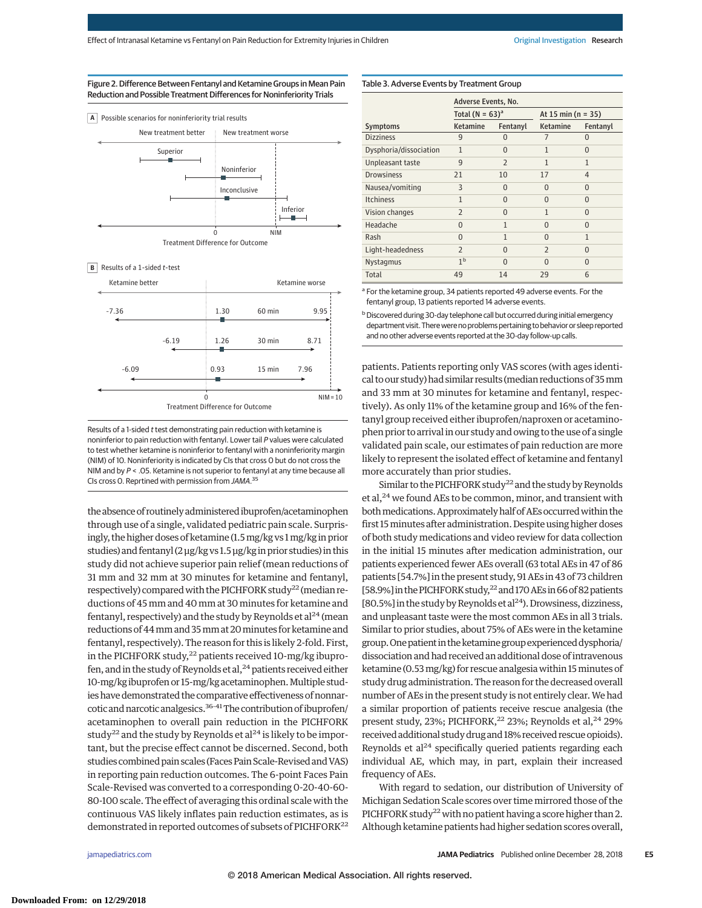Figure 2. Difference Between Fentanyl and Ketamine Groups in Mean Pain Reduction and Possible Treatment Differences for Noninferiority Trials

A Possible scenarios for noninferiority trial results

B Results of a 1-sided *t*-test

Results of a 1-sided *t* test demonstrating pain reduction with ketamine is noninferior to pain reduction with fentanyl. Lower tail *P* values were calculated to test whether ketamine is noninferior to fentanyl with a noninferiority margin (NIM) of 10. Noninferiority is indicated by CIs that cross 0 but do not cross the NIM and by $P < .05$. Ketamine is not superior to fentanyl at any time because all CIs cross 0. Reprtined with permission from *JAMA*.[35]

the absence of routinely administered ibuprofen/acetaminophen through use of a single, validated pediatric pain scale. Surprisingly, the higher doses of ketamine (1.5 mg/kg vs 1 mg/kg in prior studies) and fentanyl (2 µg/kg vs 1.5 µg/kg in prior studies) in this study did not achieve superior pain relief (mean reductions of 31 mm and 32 mm at 30 minutes for ketamine and fentanyl, respectively) compared with the PICHFORK study[22] (median reductions of 45 mm and 40 mm at 30 minutes for ketamine and fentanyl, respectively) and the study by Reynolds et al[24] (mean reductions of 44 mm and 35 mm at 20 minutes for ketamine and fentanyl, respectively). The reason for this is likely 2-fold. First, in the PICHFORK study,[22] patients received 10-mg/kg ibuprofen, and in the study of Reynolds et al,[24] patients received either 10-mg/kg ibuprofen or 15-mg/kg acetaminophen. Multiple studies have demonstrated the comparative effectiveness of nonnarcotic and narcotic analgesics.[36-41] The contribution of ibuprofen/acetaminophen to overall pain reduction in the PICHFORK study[22] and the study by Reynolds et al[24] is likely to be important, but the precise effect cannot be determined. Second, both studies combined pain scales (Faces Pain Scale-Revised and VAS) in reporting pain reduction outcomes. The 6-point Faces Pain Scale-Revised was converted to a corresponding 0-20-40-60-80-100 scale. The effect of averaging this ordinal scale with the continuous VAS likely inflates pain reduction estimates, as is demonstrated in reported outcomes of subsets of PICHFORK[22]

Table 3. Adverse Events by Treatment Group

| | Adverse Events, No. | | | |
|---|---|---|---|---|
| | Total (N = 63)[a] | | At 15 min (n = 35) | |
| Symptoms | Ketamine | Fentanyl | Ketamine | Fentanyl |
| Dizziness | 9 | 0 | 7 | 0 |
| Dysphoria/dissociation | 1 | 0 | 1 | 0 |
| Unpleasant taste | 9 | 2 | 1 | 1 |
| Drowsiness | 21 | 10 | 17 | 4 |
| Nausea/vomiting | 3 | 0 | 0 | 0 |
| Itchiness | 1 | 0 | 0 | 0 |
| Vision changes | 2 | 0 | 1 | 0 |
| Headache | 0 | 1 | 0 | 0 |
| Rash | 0 | 1 | 0 | 1 |
| Light-headedness | 2 | 0 | 2 | 0 |
| Nystagmus | 1[b] | 0 | 0 | 0 |
| Total | 49 | 14 | 29 | 6 |

[a] For the ketamine group, 34 patients reported 49 adverse events. For the fentanyl group, 13 patients reported 14 adverse events.

[b] Discovered during 30-day telephone call but occurred during initial emergency department visit. There were no problems pertaining to behavior or sleep reported and no other adverse events reported at the 30-day follow-up calls.

patients. Patients reporting only VAS scores (with ages identical to our study) had similar results (median reductions of 35 mm and 33 mm at 30 minutes for ketamine and fentanyl, respectively). As only 11% of the ketamine group and 16% of the fentanyl group received either ibuprofen/naproxen or acetaminophen prior to arrival in our study and owing to the use of a single validated pain scale, our estimates of pain reduction are more likely to represent the isolated effect of ketamine and fentanyl more accurately than prior studies.

Similar to the PICHFORK study[22] and the study by Reynolds et al,[24] we found AEs to be common, minor, and transient with both medications. Approximately half of AEs occurred within the first 15 minutes after administration. Despite using higher doses of both study medications and video review for data collection in the initial 15 minutes after medication administration, our patients experienced fewer AEs overall (63 total AEs in 47 of 86 patients [54.7%] in the present study, 91 AEs in 43 of 73 children [58.9%] in the PICHFORK study,[22] and 170 AEs in 66 of 82 patients [80.5%] in the study by Reynolds et al[24]). Drowsiness, dizziness, and unpleasant taste were the most common AEs in all 3 trials. Similar to prior studies, about 75% of AEs were in the ketamine group. One patient in the ketamine group experienced dysphoria/dissociation and had received an additional dose of intravenous ketamine (0.53 mg/kg) for rescue analgesia within 15 minutes of study drug administration. The reason for the decreased overall number of AEs in the present study is not entirely clear. We had a similar proportion of patients receive rescue analgesia (the present study, 23%; PICHFORK,[22] 23%; Reynolds et al,[24] 29% received additional study drug and 18% received rescue opioids). Reynolds et al[24] specifically queried patients regarding each individual AE, which may, in part, explain their increased frequency of AEs.

With regard to sedation, our distribution of University of Michigan Sedation Scale scores over time mirrored those of the PICHFORK study[22] with no patient having a score higher than 2. Although ketamine patients had higher sedation scores overall,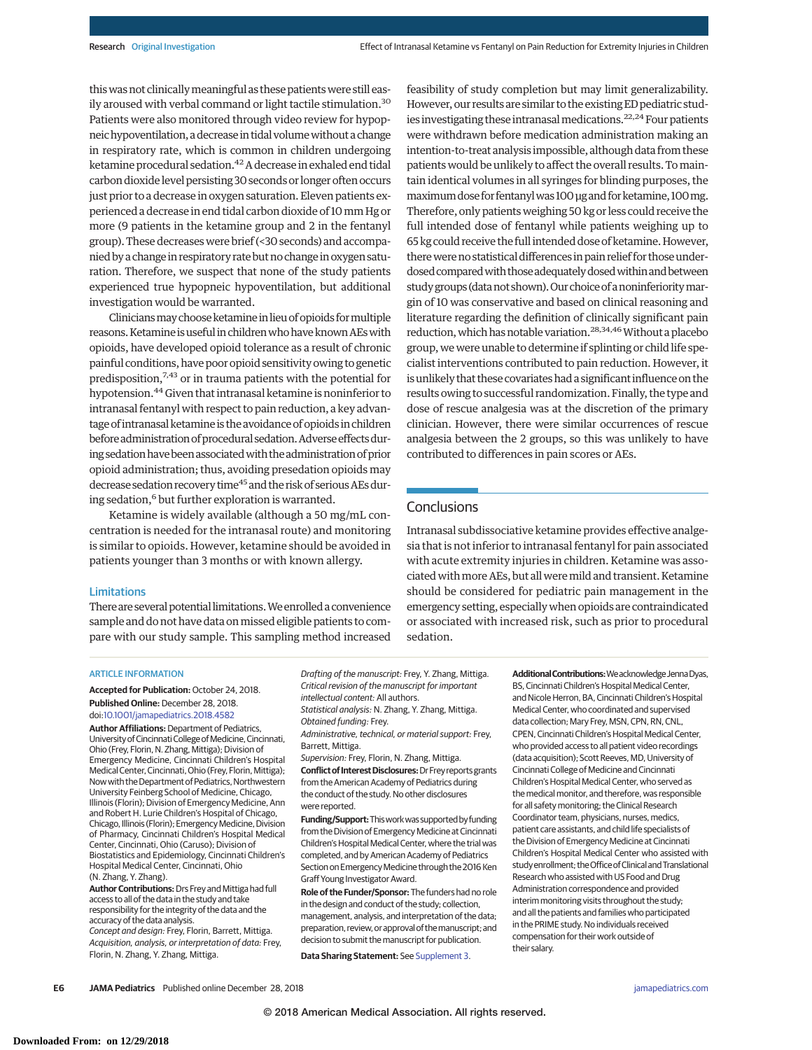this was not clinically meaningful as these patients were still easily aroused with verbal command or light tactile stimulation.[30] Patients were also monitored through video review for hypopneic hypoventilation, a decrease in tidal volume without a change in respiratory rate, which is common in children undergoing ketamine procedural sedation.[42] A decrease in exhaled end tidal carbon dioxide level persisting 30 seconds or longer often occurs just prior to a decrease in oxygen saturation. Eleven patients experienced a decrease in end tidal carbon dioxide of 10 mm Hg or more (9 patients in the ketamine group and 2 in the fentanyl group). These decreases were brief (<30 seconds) and accompanied by a change in respiratory rate but no change in oxygen saturation. Therefore, we suspect that none of the study patients experienced true hypopneic hypoventilation, but additional investigation would be warranted.

Clinicians may choose ketamine in lieu of opioids for multiple reasons. Ketamine is useful in children who have known AEs with opioids, have developed opioid tolerance as a result of chronic painful conditions, have poor opioid sensitivity owing to genetic predisposition,[7,43] or in trauma patients with the potential for hypotension.[44] Given that intranasal ketamine is noninferior to intranasal fentanyl with respect to pain reduction, a key advantage of intranasal ketamine is the avoidance of opioids in children before administration of procedural sedation. Adverse effects during sedation have been associated with the administration of prior opioid administration; thus, avoiding presedation opioids may decrease sedation recovery time[45] and the risk of serious AEs during sedation,[6] but further exploration is warranted.

Ketamine is widely available (although a 50 mg/mL concentration is needed for the intranasal route) and monitoring is similar to opioids. However, ketamine should be avoided in patients younger than 3 months or with known allergy.

### Limitations

There are several potential limitations. We enrolled a convenience sample and do not have data on missed eligible patients to compare with our study sample. This sampling method increased feasibility of study completion but may limit generalizability. However, our results are similar to the existing ED pediatric studies investigating these intranasal medications.[22,24] Four patients were withdrawn before medication administration making an intention-to-treat analysis impossible, although data from these patients would be unlikely to affect the overall results. To maintain identical volumes in all syringes for blinding purposes, the maximum dose for fentanyl was 100 µg and for ketamine, 100 mg. Therefore, only patients weighing 50 kg or less could receive the full intended dose of fentanyl while patients weighing up to 65 kg could receive the full intended dose of ketamine. However, there were no statistical differences in pain relief for those underdosed compared with those adequately dosed within and between study groups (data not shown). Our choice of a noninferiority margin of 10 was conservative and based on clinical reasoning and literature regarding the definition of clinically significant pain reduction, which has notable variation.[28,34,46] Without a placebo group, we were unable to determine if splinting or child life specialist interventions contributed to pain reduction. However, it is unlikely that these covariates had a significant influence on the results owing to successful randomization. Finally, the type and dose of rescue analgesia was at the discretion of the primary clinician. However, there were similar occurrences of rescue analgesia between the 2 groups, so this was unlikely to have contributed to differences in pain scores or AEs.

## Conclusions

Intranasal subdissociative ketamine provides effective analgesia that is not inferior to intranasal fentanyl for pain associated with acute extremity injuries in children. Ketamine was associated with more AEs, but all were mild and transient. Ketamine should be considered for pediatric pain management in the emergency setting, especially when opioids are contraindicated or associated with increased risk, such as prior to procedural sedation.

---

ARTICLE INFORMATION

**Accepted for Publication:** October 24, 2018.

**Published Online:** December 28, 2018. doi:10.1001/jamapediatrics.2018.4582

**Author Affiliations:** Department of Pediatrics, University of Cincinnati College of Medicine, Cincinnati, Ohio (Frey, Florin, N. Zhang, Mittiga); Division of Emergency Medicine, Cincinnati Children's Hospital Medical Center, Cincinnati, Ohio (Frey, Florin, Mittiga); Now with the Department of Pediatrics, Northwestern University Feinberg School of Medicine, Chicago, Illinois (Florin); Division of Emergency Medicine, Ann and Robert H. Lurie Children's Hospital of Chicago, Chicago, Illinois (Florin); Emergency Medicine, Division of Pharmacy, Cincinnati Children's Hospital Medical Center, Cincinnati, Ohio (Caruso); Division of Biostatistics and Epidemiology, Cincinnati Children's Hospital Medical Center, Cincinnati, Ohio (N. Zhang, Y. Zhang).

**Author Contributions:** Drs Frey and Mittiga had full access to all of the data in the study and take responsibility for the integrity of the data and the accuracy of the data analysis.
*Concept and design:* Frey, Florin, Barrett, Mittiga.
*Acquisition, analysis, or interpretation of data:* Frey, Florin, N. Zhang, Y. Zhang, Mittiga.
*Drafting of the manuscript:* Frey, Y. Zhang, Mittiga.
*Critical revision of the manuscript for important intellectual content:* All authors.
*Statistical analysis:* N. Zhang, Y. Zhang, Mittiga.
*Obtained funding:* Frey.
*Administrative, technical, or material support:* Frey, Barrett, Mittiga.
*Supervision:* Frey, Florin, N. Zhang, Mittiga.

**Conflict of Interest Disclosures:** Dr Frey reports grants from the American Academy of Pediatrics during the conduct of the study. No other disclosures were reported.

**Funding/Support:** This work was supported by funding from the Division of Emergency Medicine at Cincinnati Children's Hospital Medical Center, where the trial was completed, and by American Academy of Pediatrics Section on Emergency Medicine through the 2016 Ken Graff Young Investigator Award.

**Role of the Funder/Sponsor:** The funders had no role in the design and conduct of the study; collection, management, analysis, and interpretation of the data; preparation, review, or approval of the manuscript; and decision to submit the manuscript for publication.

**Data Sharing Statement:** See Supplement 3.

**Additional Contributions:** We acknowledge Jenna Dyas, BS, Cincinnati Children's Hospital Medical Center, and Nicole Herron, BA, Cincinnati Children's Hospital Medical Center, who coordinated and supervised data collection; Mary Frey, MSN, CPN, RN, CNL, CPEN, Cincinnati Children's Hospital Medical Center, who provided access to all patient video recordings (data acquisition); Scott Reeves, MD, University of Cincinnati College of Medicine and Cincinnati Children's Hospital Medical Center, who served as the medical monitor, and therefore, was responsible for all safety monitoring; the Clinical Research Coordinator team, physicians, nurses, medics, patient care assistants, and child life specialists of the Division of Emergency Medicine at Cincinnati Children's Hospital Medical Center who assisted with study enrollment; the Office of Clinical and Translational Research who assisted with US Food and Drug Administration correspondence and provided interim monitoring visits throughout the study; and all the patients and families who participated in the PRIME study. No individuals received compensation for their work outside of their salary.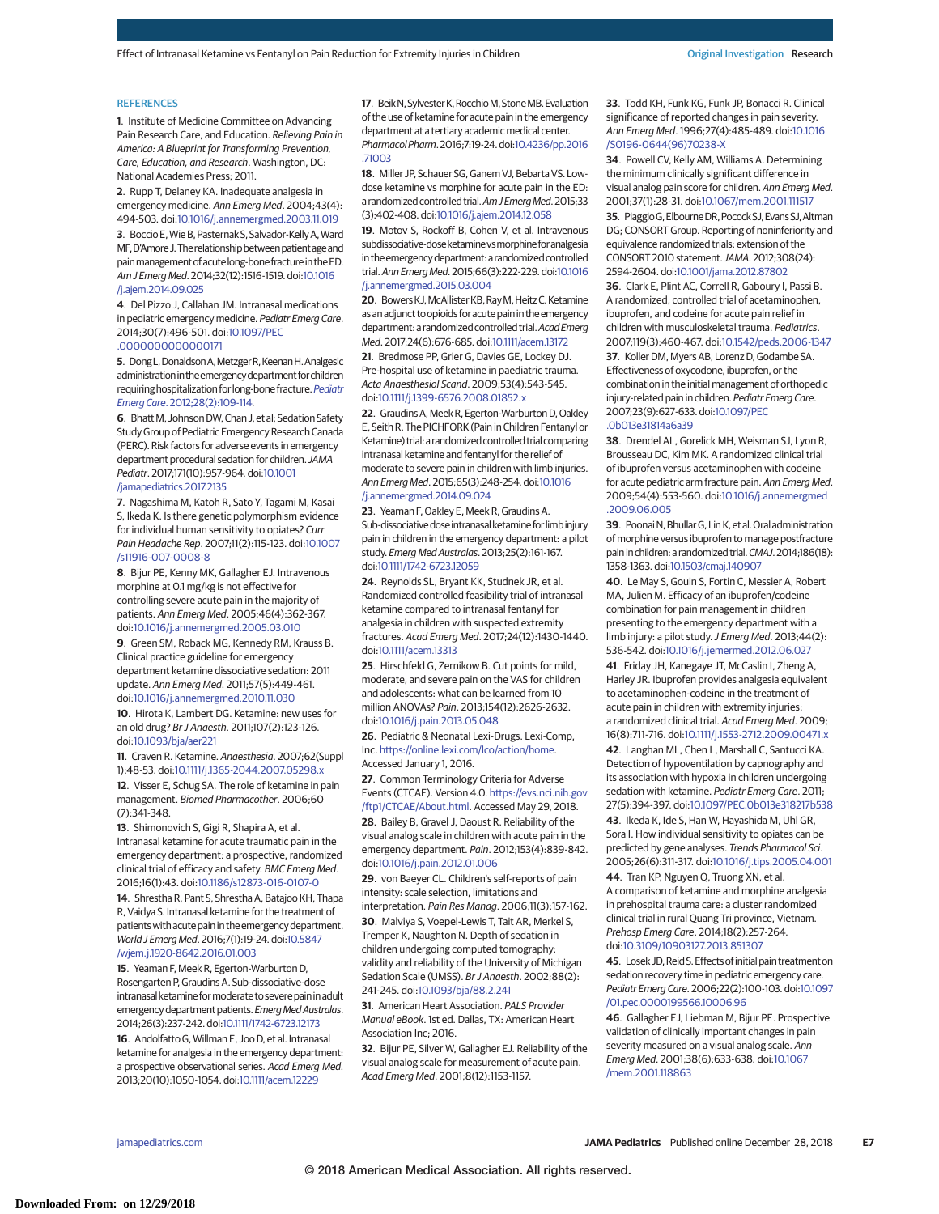## REFERENCES

1. Institute of Medicine Committee on Advancing Pain Research Care, and Education. *Relieving Pain in America: A Blueprint for Transforming Prevention, Care, Education, and Research*. Washington, DC: National Academies Press; 2011.

2. Rupp T, Delaney KA. Inadequate analgesia in emergency medicine. *Ann Emerg Med*. 2004;43(4):494-503. doi:10.1016/j.annemergmed.2003.11.019

3. Boccio E, Wie B, Pasternak S, Salvador-Kelly A, Ward MF, D'Amore J. The relationship between patient age and pain management of acute long-bone fracture in the ED. *Am J Emerg Med*. 2014;32(12):1516-1519. doi:10.1016/j.ajem.2014.09.025

4. Del Pizzo J, Callahan JM. Intranasal medications in pediatric emergency medicine. *Pediatr Emerg Care*. 2014;30(7):496-501. doi:10.1097/PEC.0000000000000171

5. Dong L, Donaldson A, Metzger R, Keenan H. Analgesic administration in the emergency department for children requiring hospitalization for long-bone fracture. *Pediatr Emerg Care*. 2012;28(2):109-114.

6. Bhatt M, Johnson DW, Chan J, et al; Sedation Safety Study Group of Pediatric Emergency Research Canada (PERC). Risk factors for adverse events in emergency department procedural sedation for children. *JAMA Pediatr*. 2017;171(10):957-964. doi:10.1001/jamapediatrics.2017.2135

7. Nagashima M, Katoh R, Sato Y, Tagami M, Kasai S, Ikeda K. Is there genetic polymorphism evidence for individual human sensitivity to opiates? *Curr Pain Headache Rep*. 2007;11(2):115-123. doi:10.1007/s11916-007-0008-8

8. Bijur PE, Kenny MK, Gallagher EJ. Intravenous morphine at 0.1 mg/kg is not effective for controlling severe acute pain in the majority of patients. *Ann Emerg Med*. 2005;46(4):362-367. doi:10.1016/j.annemergmed.2005.03.010

9. Green SM, Roback MG, Kennedy RM, Krauss B. Clinical practice guideline for emergency department ketamine dissociative sedation: 2011 update. *Ann Emerg Med*. 2011;57(5):449-461. doi:10.1016/j.annemergmed.2010.11.030

10. Hirota K, Lambert DG. Ketamine: new uses for an old drug? *Br J Anaesth*. 2011;107(2):123-126. doi:10.1093/bja/aer221

11. Craven R. Ketamine. *Anaesthesia*. 2007;62(Suppl 1):48-53. doi:10.1111/j.1365-2044.2007.05298.x

12. Visser E, Schug SA. The role of ketamine in pain management. *Biomed Pharmacother*. 2006;60(7):341-348.

13. Shimonovich S, Gigi R, Shapira A, et al. Intranasal ketamine for acute traumatic pain in the emergency department: a prospective, randomized clinical trial of efficacy and safety. *BMC Emerg Med*. 2016;16(1):43. doi:10.1186/s12873-016-0107-0

14. Shrestha R, Pant S, Shrestha A, Batajoo KH, Thapa R, Vaidya S. Intranasal ketamine for the treatment of patients with acute pain in the emergency department. *World J Emerg Med*. 2016;7(1):19-24. doi:10.5847/wjem.j.1920-8642.2016.01.003

15. Yeaman F, Meek R, Egerton-Warburton D, Rosengarten P, Graudins A. Sub-dissociative-dose intranasal ketamine for moderate to severe pain in adult emergency department patients. *Emerg Med Australas*. 2014;26(3):237-242. doi:10.1111/1742-6723.12173

16. Andolfatto G, Willman E, Joo D, et al. Intranasal ketamine for analgesia in the emergency department: a prospective observational series. *Acad Emerg Med*. 2013;20(10):1050-1054. doi:10.1111/acem.12229

17. Beik N, Sylvester K, Rocchio M, Stone MB. Evaluation of the use of ketamine for acute pain in the emergency department at a tertiary academic medical center. *Pharmacol Pharm*. 2016;7:19-24. doi:10.4236/pp.2016.71003

18. Miller JP, Schauer SG, Ganem VJ, Bebarta VS. Low-dose ketamine vs morphine for acute pain in the ED: a randomized controlled trial. *Am J Emerg Med*. 2015;33(3):402-408. doi:10.1016/j.ajem.2014.12.058

19. Motov S, Rockoff B, Cohen V, et al. Intravenous subdissociative-dose ketamine vs morphine for analgesia in the emergency department: a randomized controlled trial. *Ann Emerg Med*. 2015;66(3):222-229. doi:10.1016/j.annemergmed.2015.03.004

20. Bowers KJ, McAllister KB, Ray M, Heitz C. Ketamine as an adjunct to opioids for acute pain in the emergency department: a randomized controlled trial. *Acad Emerg Med*. 2017;24(6):676-685. doi:10.1111/acem.13172

21. Bredmose PP, Grier G, Davies GE, Lockey DJ. Pre-hospital use of ketamine in paediatric trauma. *Acta Anaesthesiol Scand*. 2009;53(4):543-545. doi:10.1111/j.1399-6576.2008.01852.x

22. Graudins A, Meek R, Egerton-Warburton D, Oakley E, Seith R. The PICHFORK (Pain in Children Fentanyl or Ketamine) trial: a randomized controlled trial comparing intranasal ketamine and fentanyl for the relief of moderate to severe pain in children with limb injuries. *Ann Emerg Med*. 2015;65(3):248-254. doi:10.1016/j.annemergmed.2014.09.024

23. Yeaman F, Oakley E, Meek R, Graudins A. Sub-dissociative dose intranasal ketamine for limb injury pain in children in the emergency department: a pilot study. *Emerg Med Australas*. 2013;25(2):161-167. doi:10.1111/1742-6723.12059

24. Reynolds SL, Bryant KK, Studnek JR, et al. Randomized controlled feasibility trial of intranasal ketamine compared to intranasal fentanyl for analgesia in children with suspected extremity fractures. *Acad Emerg Med*. 2017;24(12):1430-1440. doi:10.1111/acem.13313

25. Hirschfeld G, Zernikow B. Cut points for mild, moderate, and severe pain on the VAS for children and adolescents: what can be learned from 10 million ANOVAs? *Pain*. 2013;154(12):2626-2632. doi:10.1016/j.pain.2013.05.048

26. Pediatric & Neonatal Lexi-Drugs. Lexi-Comp, Inc. https://online.lexi.com/lco/action/home. Accessed January 1, 2016.

27. Common Terminology Criteria for Adverse Events (CTCAE). Version 4.0. https://evs.nci.nih.gov/ftp1/CTCAE/About.html. Accessed May 29, 2018.

28. Bailey B, Gravel J, Daoust R. Reliability of the visual analog scale in children with acute pain in the emergency department. *Pain*. 2012;153(4):839-842. doi:10.1016/j.pain.2012.01.006

29. von Baeyer CL. Children's self-reports of pain intensity: scale selection, limitations and interpretation. *Pain Res Manag*. 2006;11(3):157-162.

30. Malviya S, Voepel-Lewis T, Tait AR, Merkel S, Tremper K, Naughton N. Depth of sedation in children undergoing computed tomography: validity and reliability of the University of Michigan Sedation Scale (UMSS). *Br J Anaesth*. 2002;88(2):241-245. doi:10.1093/bja/88.2.241

31. American Heart Association. *PALS Provider Manual eBook*. 1st ed. Dallas, TX: American Heart Association Inc; 2016.

32. Bijur PE, Silver W, Gallagher EJ. Reliability of the visual analog scale for measurement of acute pain. *Acad Emerg Med*. 2001;8(12):1153-1157.

33. Todd KH, Funk KG, Funk JP, Bonacci R. Clinical significance of reported changes in pain severity. *Ann Emerg Med*. 1996;27(4):485-489. doi:10.1016/S0196-0644(96)70238-X

34. Powell CV, Kelly AM, Williams A. Determining the minimum clinically significant difference in visual analog pain score for children. *Ann Emerg Med*. 2001;37(1):28-31. doi:10.1067/mem.2001.111517

35. Piaggio G, Elbourne DR, Pocock SJ, Evans SJ, Altman DG; CONSORT Group. Reporting of noninferiority and equivalence randomized trials: extension of the CONSORT 2010 statement. *JAMA*. 2012;308(24):2594-2604. doi:10.1001/jama.2012.87802

36. Clark E, Plint AC, Correll R, Gaboury I, Passi B. A randomized, controlled trial of acetaminophen, ibuprofen, and codeine for acute pain relief in children with musculoskeletal trauma. *Pediatrics*. 2007;119(3):460-467. doi:10.1542/peds.2006-1347

37. Koller DM, Myers AB, Lorenz D, Godambe SA. Effectiveness of oxycodone, ibuprofen, or the combination in the initial management of orthopedic injury-related pain in children. *Pediatr Emerg Care*. 2007;23(9):627-633. doi:10.1097/PEC.0b013e31814a6a39

38. Drendel AL, Gorelick MH, Weisman SJ, Lyon R, Brousseau DC, Kim MK. A randomized clinical trial of ibuprofen versus acetaminophen with codeine for acute pediatric arm fracture pain. *Ann Emerg Med*. 2009;54(4):553-560. doi:10.1016/j.annemergmed.2009.06.005

39. Poonai N, Bhullar G, Lin K, et al. Oral administration of morphine versus ibuprofen to manage postfracture pain in children: a randomized trial. *CMAJ*. 2014;186(18):1358-1363. doi:10.1503/cmaj.140907

40. Le May S, Gouin S, Fortin C, Messier A, Robert MA, Julien M. Efficacy of an ibuprofen/codeine combination for pain management in children presenting to the emergency department with a limb injury: a pilot study. *J Emerg Med*. 2013;44(2):536-542. doi:10.1016/j.jemermed.2012.06.027

41. Friday JH, Kanegaye JT, McCaslin I, Zheng A, Harley JR. Ibuprofen provides analgesia equivalent to acetaminophen-codeine in the treatment of acute pain in children with extremity injuries: a randomized clinical trial. *Acad Emerg Med*. 2009;16(8):711-716. doi:10.1111/j.1553-2712.2009.00471.x

42. Langhan ML, Chen L, Marshall C, Santucci KA. Detection of hypoventilation by capnography and its association with hypoxia in children undergoing sedation with ketamine. *Pediatr Emerg Care*. 2011;27(5):394-397. doi:10.1097/PEC.0b013e318217b538

43. Ikeda K, Ide S, Han W, Hayashida M, Uhl GR, Sora I. How individual sensitivity to opiates can be predicted by gene analyses. *Trends Pharmacol Sci*. 2005;26(6):311-317. doi:10.1016/j.tips.2005.04.001

44. Tran KP, Nguyen Q, Truong XN, et al. A comparison of ketamine and morphine analgesia in prehospital trauma care: a cluster randomized clinical trial in rural Quang Tri province, Vietnam. *Prehosp Emerg Care*. 2014;18(2):257-264. doi:10.3109/10903127.2013.851307

45. Losek JD, Reid S. Effects of initial pain treatment on sedation recovery time in pediatric emergency care. *Pediatr Emerg Care*. 2006;22(2):100-103. doi:10.1097/01.pec.0000199566.10006.96

46. Gallagher EJ, Liebman M, Bijur PE. Prospective validation of clinically important changes in pain severity measured on a visual analog scale. *Ann Emerg Med*. 2001;38(6):633-638. doi:10.1067/mem.2001.118863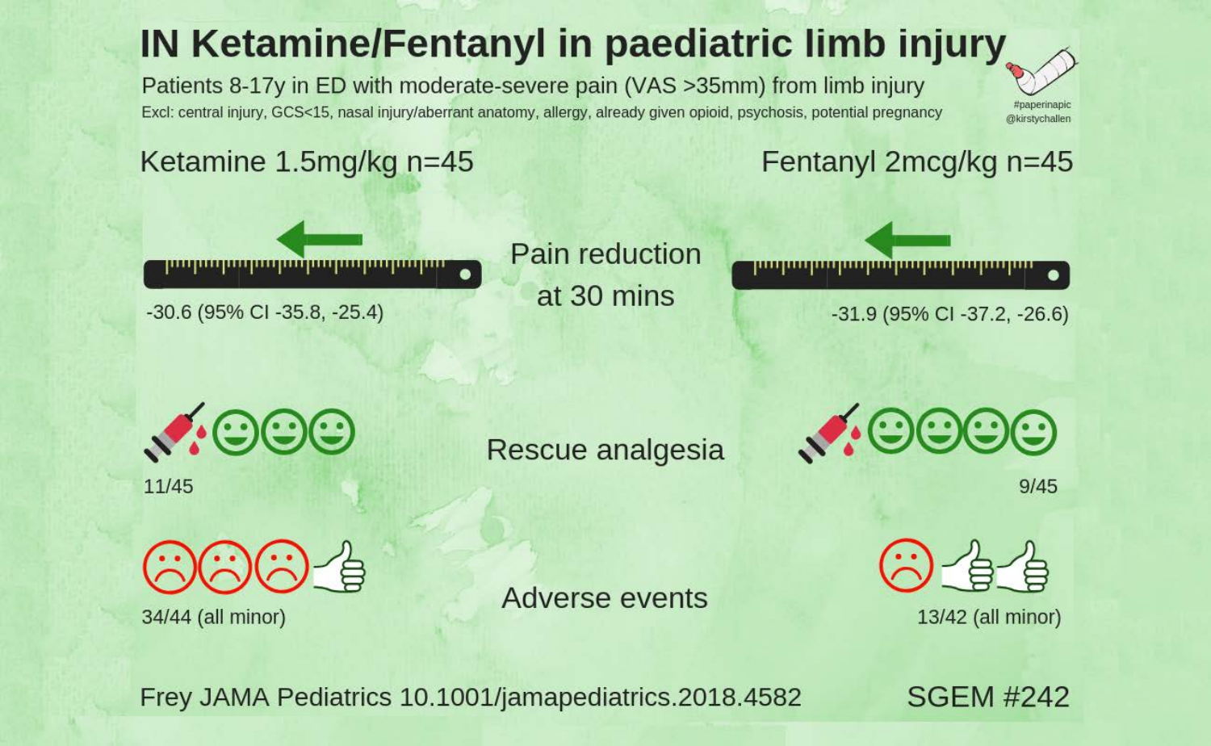# IN Ketamine/Fentanyl in paediatric limb injury

Patients 8-17y in ED with moderate-severe pain (VAS >35mm) from limb injury

Excl: central injury, GCS<15, nasal injury/aberrant anatomy, allergy, already given opioid, psychosis, potential pregnancy

#paperinapic
@kirstychallen

| | Ketamine 1.5mg/kg n=45 | Fentanyl 2mcg/kg n=45 |
|---|---|---|
| Pain reduction at 30 mins | -30.6 (95% CI -35.8, -25.4) | -31.9 (95% CI -37.2, -26.6) |
| Rescue analgesia | 11/45 | 9/45 |
| Adverse events | 34/44 (all minor) | 13/42 (all minor) |

Frey JAMA Pediatrics 10.1001/jamapediatrics.2018.4582

SGEM #242